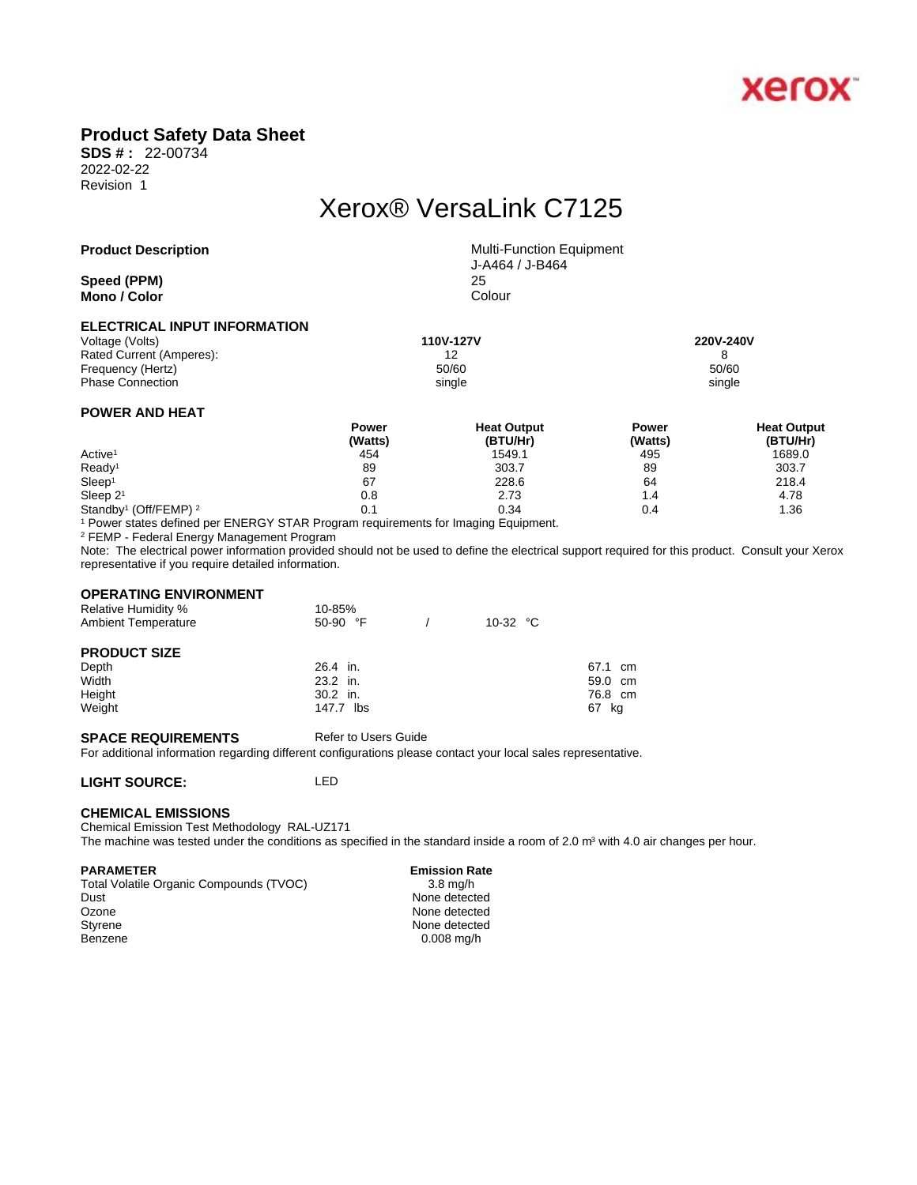xerox

# Product Safety Data Sheet

**SDS # :** 22-00734
2022-02-22
Revision 1

## Xerox® VersaLink C7125

| | |
|---|---|
| **Product Description** | Multi-Function Equipment<br>J-A464 / J-B464 |
| **Speed (PPM)** | 25 |
| **Mono / Color** | Colour |

### ELECTRICAL INPUT INFORMATION

| | **110V-127V** | **220V-240V** |
|---|---|---|
| Voltage (Volts) | **110V-127V** | **220V-240V** |
| Rated Current (Amperes): | 12 | 8 |
| Frequency (Hertz) | 50/60 | 50/60 |
| Phase Connection | single | single |

### POWER AND HEAT

| | **Power (Watts)** | **Heat Output (BTU/Hr)** | **Power (Watts)** | **Heat Output (BTU/Hr)** |
|---|---|---|---|---|
| Active[1] | 454 | 1549.1 | 495 | 1689.0 |
| Ready[1] | 89 | 303.7 | 89 | 303.7 |
| Sleep[1] | 67 | 228.6 | 64 | 218.4 |
| Sleep 2[1] | 0.8 | 2.73 | 1.4 | 4.78 |
| Standby[1] (Off/FEMP) [2] | 0.1 | 0.34 | 0.4 | 1.36 |

[1] Power states defined per ENERGY STAR Program requirements for Imaging Equipment.
[2] FEMP - Federal Energy Management Program

Note: The electrical power information provided should not be used to define the electrical support required for this product. Consult your Xerox representative if you require detailed information.

### OPERATING ENVIRONMENT

| | | |
|---|---|---|
| Relative Humidity % | 10-85% | |
| Ambient Temperature | 50-90 °F | / 10-32 °C |

### PRODUCT SIZE

| | | |
|---|---|---|
| Depth | 26.4 in. | 67.1 cm |
| Width | 23.2 in. | 59.0 cm |
| Height | 30.2 in. | 76.8 cm |
| Weight | 147.7 lbs | 67 kg |

**SPACE REQUIREMENTS** Refer to Users Guide

For additional information regarding different configurations please contact your local sales representative.

**LIGHT SOURCE:** LED

### CHEMICAL EMISSIONS

Chemical Emission Test Methodology RAL-UZ171

The machine was tested under the conditions as specified in the standard inside a room of 2.0 m³ with 4.0 air changes per hour.

| **PARAMETER** | **Emission Rate** |
|---|---|
| Total Volatile Organic Compounds (TVOC) | 3.8 mg/h |
| Dust | None detected |
| Ozone | None detected |
| Styrene | None detected |
| Benzene | 0.008 mg/h |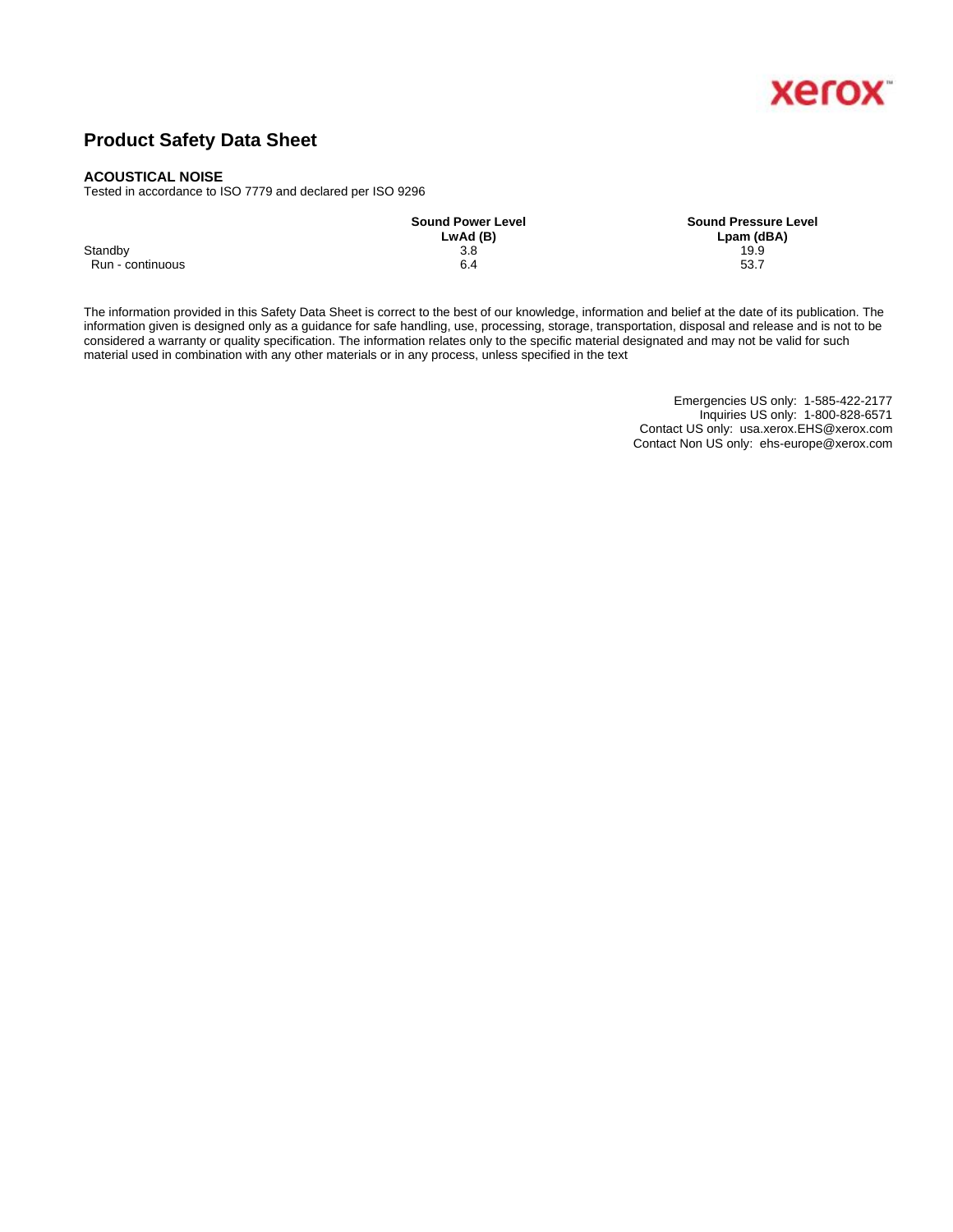## Product Safety Data Sheet

### ACOUSTICAL NOISE

Tested in accordance to ISO 7779 and declared per ISO 9296

| | Sound Power Level LwAd (B) | Sound Pressure Level Lpam (dBA) |
|---|---|---|
| Standby | 3.8 | 19.9 |
| Run - continuous | 6.4 | 53.7 |

The information provided in this Safety Data Sheet is correct to the best of our knowledge, information and belief at the date of its publication. The information given is designed only as a guidance for safe handling, use, processing, storage, transportation, disposal and release and is not to be considered a warranty or quality specification. The information relates only to the specific material designated and may not be valid for such material used in combination with any other materials or in any process, unless specified in the text

Emergencies US only: 1-585-422-2177
Inquiries US only: 1-800-828-6571
Contact US only: usa.xerox.EHS@xerox.com
Contact Non US only: ehs-europe@xerox.com